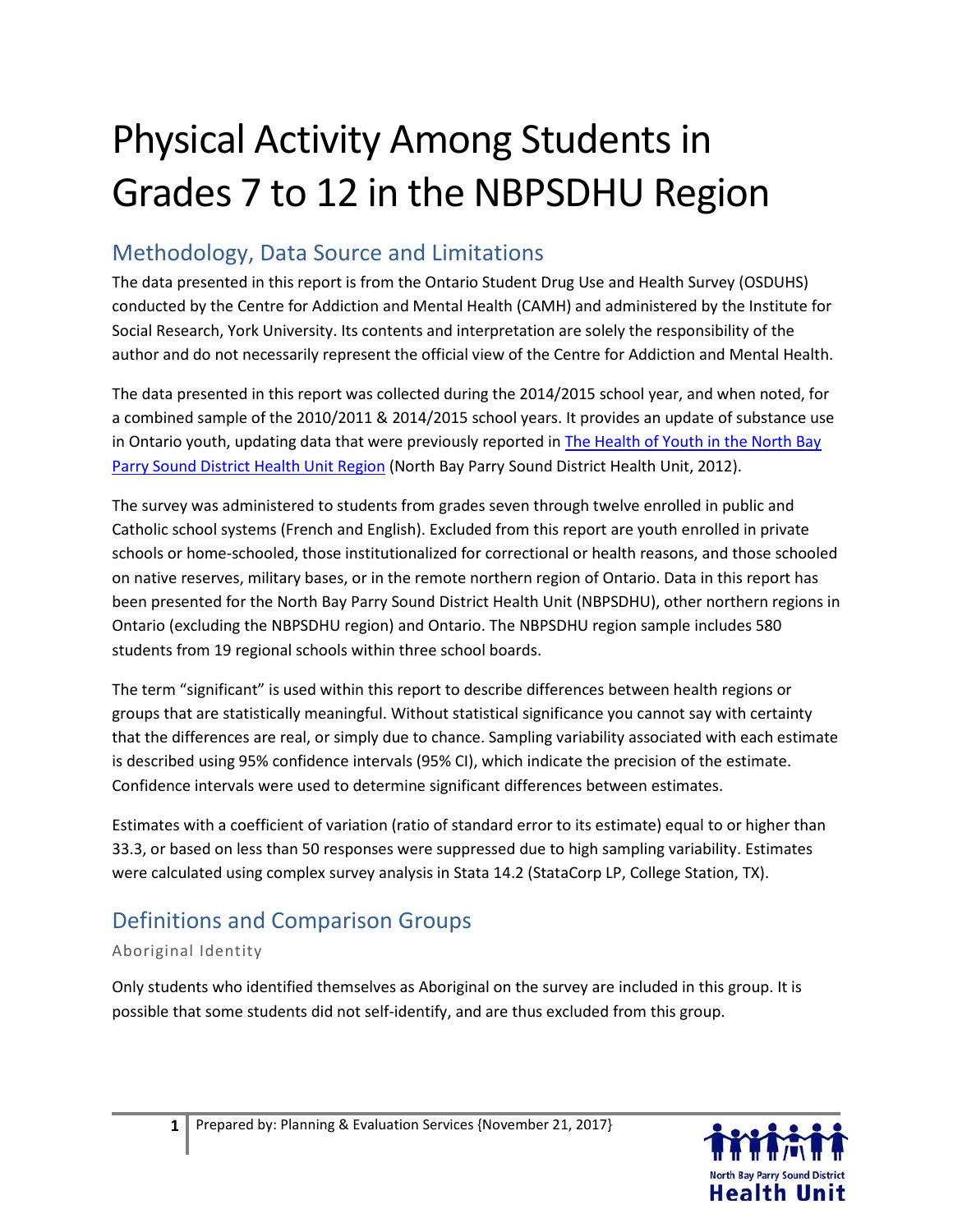# Physical Activity Among Students in Grades 7 to 12 in the NBPSDHU Region

## Methodology, Data Source and Limitations

The data presented in this report is from the Ontario Student Drug Use and Health Survey (OSDUHS) conducted by the Centre for Addiction and Mental Health (CAMH) and administered by the Institute for Social Research, York University. Its contents and interpretation are solely the responsibility of the author and do not necessarily represent the official view of the Centre for Addiction and Mental Health.

The data presented in this report was collected during the 2014/2015 school year, and when noted, for a combined sample of the 2010/2011 & 2014/2015 school years. It provides an update of substance use in Ontario youth, updating data that were previously reported in [The Health of Youth in the North Bay Parry Sound District Health Unit Region] (North Bay Parry Sound District Health Unit, 2012).

The survey was administered to students from grades seven through twelve enrolled in public and Catholic school systems (French and English). Excluded from this report are youth enrolled in private schools or home-schooled, those institutionalized for correctional or health reasons, and those schooled on native reserves, military bases, or in the remote northern region of Ontario. Data in this report has been presented for the North Bay Parry Sound District Health Unit (NBPSDHU), other northern regions in Ontario (excluding the NBPSDHU region) and Ontario. The NBPSDHU region sample includes 580 students from 19 regional schools within three school boards.

The term "significant" is used within this report to describe differences between health regions or groups that are statistically meaningful. Without statistical significance you cannot say with certainty that the differences are real, or simply due to chance. Sampling variability associated with each estimate is described using 95% confidence intervals (95% CI), which indicate the precision of the estimate. Confidence intervals were used to determine significant differences between estimates.

Estimates with a coefficient of variation (ratio of standard error to its estimate) equal to or higher than 33.3, or based on less than 50 responses were suppressed due to high sampling variability. Estimates were calculated using complex survey analysis in Stata 14.2 (StataCorp LP, College Station, TX).

## Definitions and Comparison Groups

### Aboriginal Identity

Only students who identified themselves as Aboriginal on the survey are included in this group. It is possible that some students did not self-identify, and are thus excluded from this group.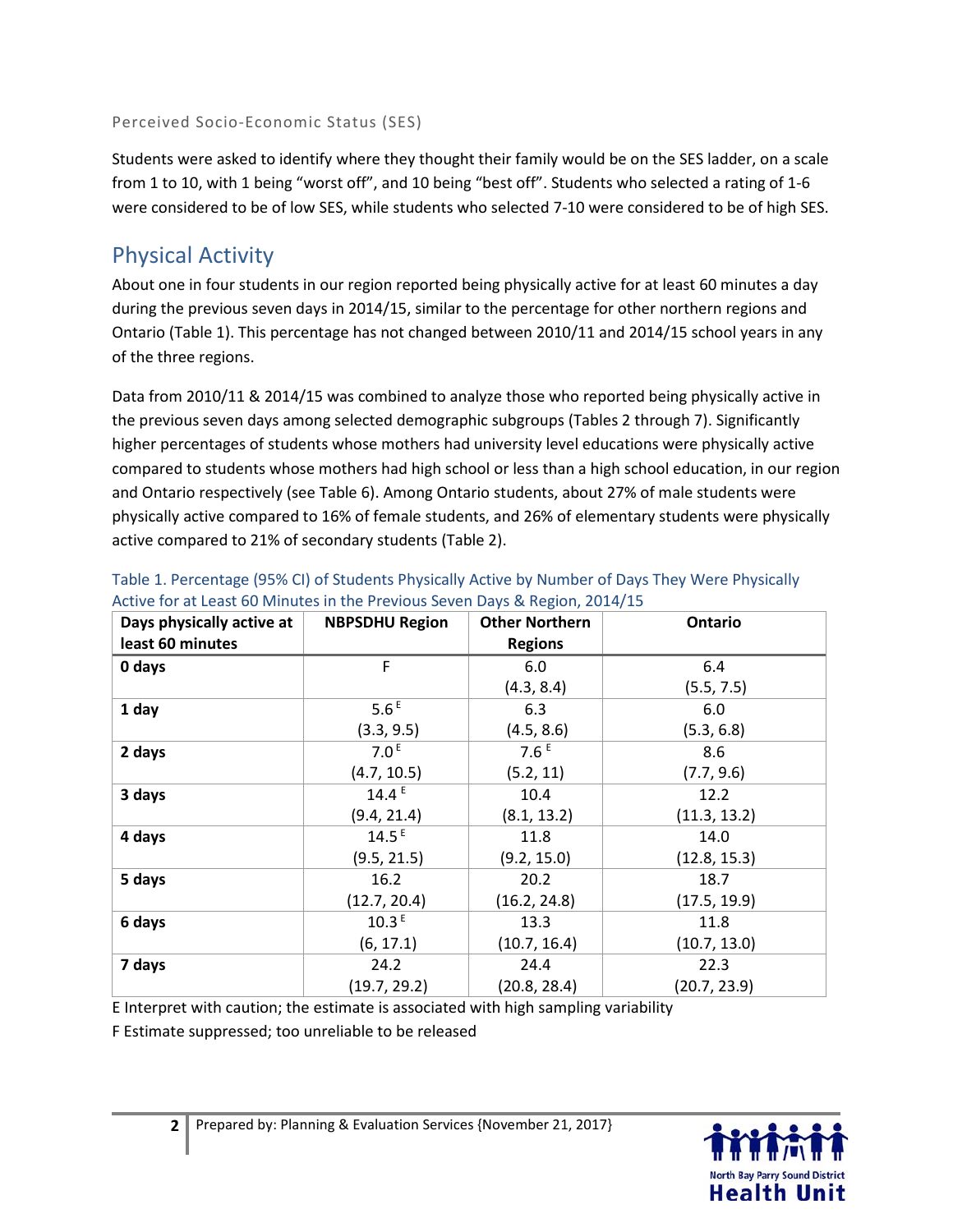### Perceived Socio-Economic Status (SES)

Students were asked to identify where they thought their family would be on the SES ladder, on a scale from 1 to 10, with 1 being "worst off", and 10 being "best off". Students who selected a rating of 1-6 were considered to be of low SES, while students who selected 7-10 were considered to be of high SES.

## Physical Activity

About one in four students in our region reported being physically active for at least 60 minutes a day during the previous seven days in 2014/15, similar to the percentage for other northern regions and Ontario (Table 1). This percentage has not changed between 2010/11 and 2014/15 school years in any of the three regions.

Data from 2010/11 & 2014/15 was combined to analyze those who reported being physically active in the previous seven days among selected demographic subgroups (Tables 2 through 7). Significantly higher percentages of students whose mothers had university level educations were physically active compared to students whose mothers had high school or less than a high school education, in our region and Ontario respectively (see Table 6). Among Ontario students, about 27% of male students were physically active compared to 16% of female students, and 26% of elementary students were physically active compared to 21% of secondary students (Table 2).

Table 1. Percentage (95% CI) of Students Physically Active by Number of Days They Were Physically Active for at Least 60 Minutes in the Previous Seven Days & Region, 2014/15

| Days physically active at least 60 minutes | NBPSDHU Region | Other Northern Regions | Ontario |
|---|---|---|---|
| **0 days** | F | 6.0 (4.3, 8.4) | 6.4 (5.5, 7.5) |
| **1 day** | 5.6 E (3.3, 9.5) | 6.3 (4.5, 8.6) | 6.0 (5.3, 6.8) |
| **2 days** | 7.0 E (4.7, 10.5) | 7.6 E (5.2, 11) | 8.6 (7.7, 9.6) |
| **3 days** | 14.4 E (9.4, 21.4) | 10.4 (8.1, 13.2) | 12.2 (11.3, 13.2) |
| **4 days** | 14.5 E (9.5, 21.5) | 11.8 (9.2, 15.0) | 14.0 (12.8, 15.3) |
| **5 days** | 16.2 (12.7, 20.4) | 20.2 (16.2, 24.8) | 18.7 (17.5, 19.9) |
| **6 days** | 10.3 E (6, 17.1) | 13.3 (10.7, 16.4) | 11.8 (10.7, 13.0) |
| **7 days** | 24.2 (19.7, 29.2) | 24.4 (20.8, 28.4) | 22.3 (20.7, 23.9) |

E Interpret with caution; the estimate is associated with high sampling variability

F Estimate suppressed; too unreliable to be released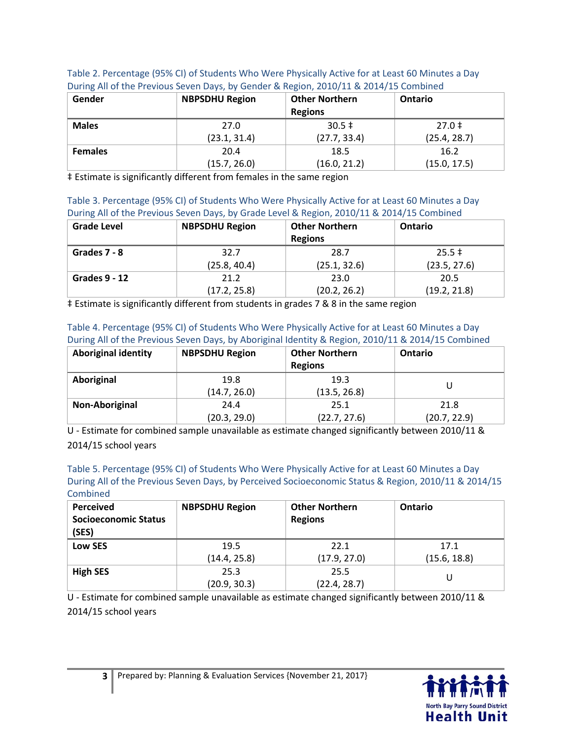Table 2. Percentage (95% CI) of Students Who Were Physically Active for at Least 60 Minutes a Day During All of the Previous Seven Days, by Gender & Region, 2010/11 & 2014/15 Combined

| Gender | NBPSDHU Region | Other Northern Regions | Ontario |
|---|---|---|---|
| **Males** | 27.0 (23.1, 31.4) | 30.5 ‡ (27.7, 33.4) | 27.0 ‡ (25.4, 28.7) |
| **Females** | 20.4 (15.7, 26.0) | 18.5 (16.0, 21.2) | 16.2 (15.0, 17.5) |

‡ Estimate is significantly different from females in the same region

Table 3. Percentage (95% CI) of Students Who Were Physically Active for at Least 60 Minutes a Day During All of the Previous Seven Days, by Grade Level & Region, 2010/11 & 2014/15 Combined

| Grade Level | NBPSDHU Region | Other Northern Regions | Ontario |
|---|---|---|---|
| **Grades 7 - 8** | 32.7 (25.8, 40.4) | 28.7 (25.1, 32.6) | 25.5 ‡ (23.5, 27.6) |
| **Grades 9 - 12** | 21.2 (17.2, 25.8) | 23.0 (20.2, 26.2) | 20.5 (19.2, 21.8) |

‡ Estimate is significantly different from students in grades 7 & 8 in the same region

Table 4. Percentage (95% CI) of Students Who Were Physically Active for at Least 60 Minutes a Day During All of the Previous Seven Days, by Aboriginal Identity & Region, 2010/11 & 2014/15 Combined

| Aboriginal identity | NBPSDHU Region | Other Northern Regions | Ontario |
|---|---|---|---|
| **Aboriginal** | 19.8 (14.7, 26.0) | 19.3 (13.5, 26.8) | U |
| **Non-Aboriginal** | 24.4 (20.3, 29.0) | 25.1 (22.7, 27.6) | 21.8 (20.7, 22.9) |

U - Estimate for combined sample unavailable as estimate changed significantly between 2010/11 & 2014/15 school years

Table 5. Percentage (95% CI) of Students Who Were Physically Active for at Least 60 Minutes a Day During All of the Previous Seven Days, by Perceived Socioeconomic Status & Region, 2010/11 & 2014/15 Combined

| Perceived Socioeconomic Status (SES) | NBPSDHU Region | Other Northern Regions | Ontario |
|---|---|---|---|
| **Low SES** | 19.5 (14.4, 25.8) | 22.1 (17.9, 27.0) | 17.1 (15.6, 18.8) |
| **High SES** | 25.3 (20.9, 30.3) | 25.5 (22.4, 28.7) | U |

U - Estimate for combined sample unavailable as estimate changed significantly between 2010/11 & 2014/15 school years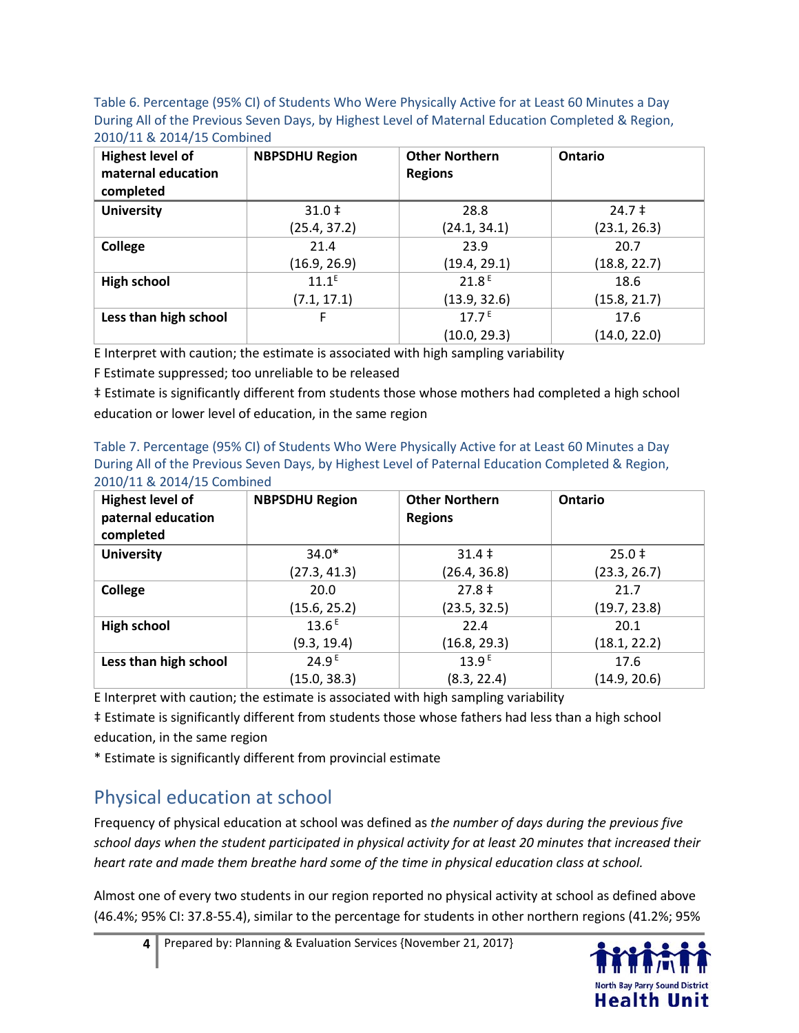Table 6. Percentage (95% CI) of Students Who Were Physically Active for at Least 60 Minutes a Day During All of the Previous Seven Days, by Highest Level of Maternal Education Completed & Region, 2010/11 & 2014/15 Combined

| Highest level of maternal education completed | NBPSDHU Region | Other Northern Regions | Ontario |
|---|---|---|---|
| **University** | 31.0 ‡ (25.4, 37.2) | 28.8 (24.1, 34.1) | 24.7 ‡ (23.1, 26.3) |
| **College** | 21.4 (16.9, 26.9) | 23.9 (19.4, 29.1) | 20.7 (18.8, 22.7) |
| **High school** | 11.1 E (7.1, 17.1) | 21.8 E (13.9, 32.6) | 18.6 (15.8, 21.7) |
| **Less than high school** | F | 17.7 E (10.0, 29.3) | 17.6 (14.0, 22.0) |

E Interpret with caution; the estimate is associated with high sampling variability

F Estimate suppressed; too unreliable to be released

‡ Estimate is significantly different from students those whose mothers had completed a high school education or lower level of education, in the same region

Table 7. Percentage (95% CI) of Students Who Were Physically Active for at Least 60 Minutes a Day During All of the Previous Seven Days, by Highest Level of Paternal Education Completed & Region, 2010/11 & 2014/15 Combined

| Highest level of paternal education completed | NBPSDHU Region | Other Northern Regions | Ontario |
|---|---|---|---|
| **University** | 34.0* (27.3, 41.3) | 31.4 ‡ (26.4, 36.8) | 25.0 ‡ (23.3, 26.7) |
| **College** | 20.0 (15.6, 25.2) | 27.8 ‡ (23.5, 32.5) | 21.7 (19.7, 23.8) |
| **High school** | 13.6 E (9.3, 19.4) | 22.4 (16.8, 29.3) | 20.1 (18.1, 22.2) |
| **Less than high school** | 24.9 E (15.0, 38.3) | 13.9 E (8.3, 22.4) | 17.6 (14.9, 20.6) |

E Interpret with caution; the estimate is associated with high sampling variability

‡ Estimate is significantly different from students those whose fathers had less than a high school education, in the same region

* Estimate is significantly different from provincial estimate

## Physical education at school

Frequency of physical education at school was defined as *the number of days during the previous five school days when the student participated in physical activity for at least 20 minutes that increased their heart rate and made them breathe hard some of the time in physical education class at school.*

Almost one of every two students in our region reported no physical activity at school as defined above (46.4%; 95% CI: 37.8-55.4), similar to the percentage for students in other northern regions (41.2%; 95%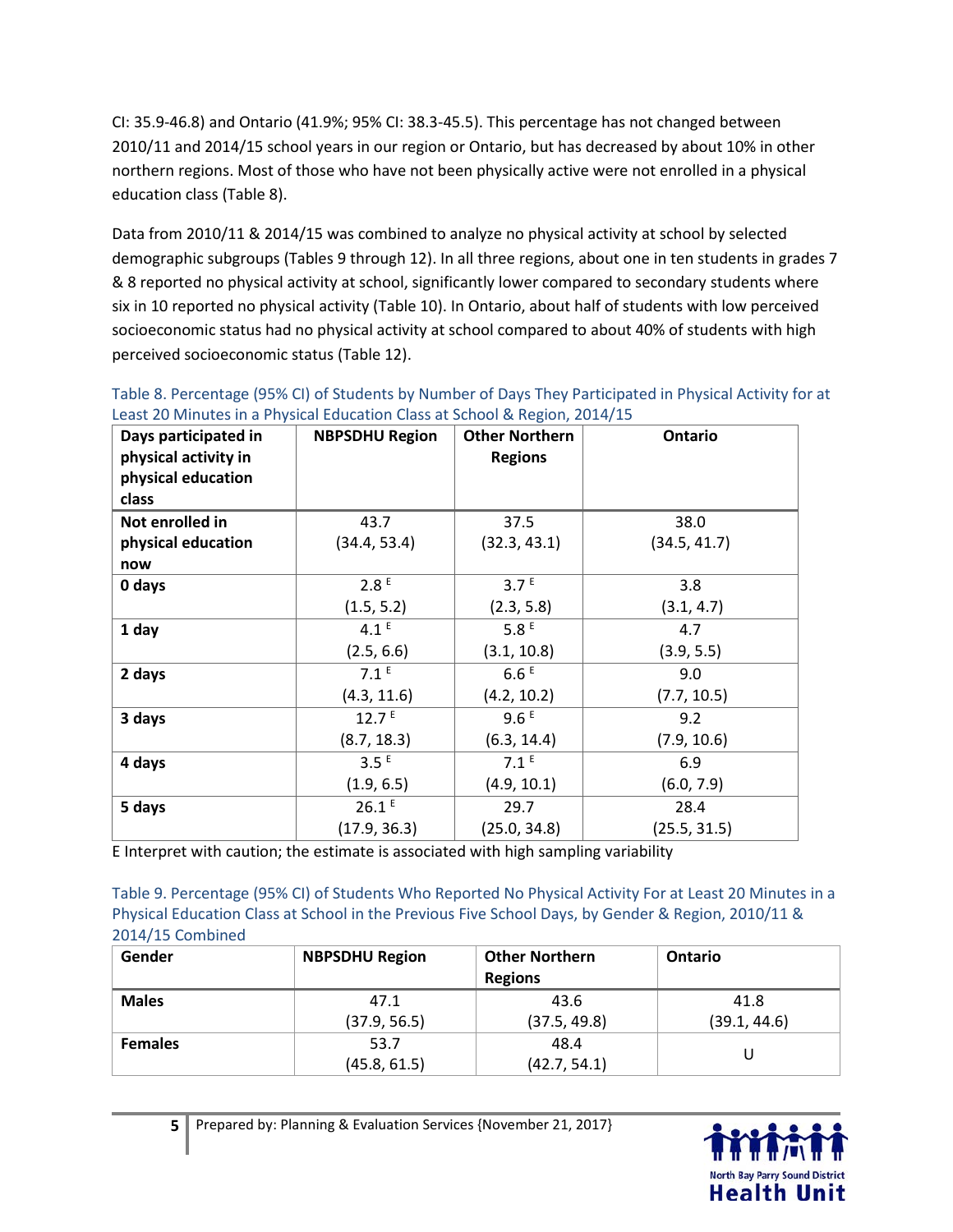CI: 35.9-46.8) and Ontario (41.9%; 95% CI: 38.3-45.5). This percentage has not changed between 2010/11 and 2014/15 school years in our region or Ontario, but has decreased by about 10% in other northern regions. Most of those who have not been physically active were not enrolled in a physical education class (Table 8).

Data from 2010/11 & 2014/15 was combined to analyze no physical activity at school by selected demographic subgroups (Tables 9 through 12). In all three regions, about one in ten students in grades 7 & 8 reported no physical activity at school, significantly lower compared to secondary students where six in 10 reported no physical activity (Table 10). In Ontario, about half of students with low perceived socioeconomic status had no physical activity at school compared to about 40% of students with high perceived socioeconomic status (Table 12).

Table 8. Percentage (95% CI) of Students by Number of Days They Participated in Physical Activity for at Least 20 Minutes in a Physical Education Class at School & Region, 2014/15

| Days participated in physical activity in physical education class | NBPSDHU Region | Other Northern Regions | Ontario |
|---|---|---|---|
| **Not enrolled in physical education now** | 43.7 (34.4, 53.4) | 37.5 (32.3, 43.1) | 38.0 (34.5, 41.7) |
| **0 days** | 2.8 E (1.5, 5.2) | 3.7 E (2.3, 5.8) | 3.8 (3.1, 4.7) |
| **1 day** | 4.1 E (2.5, 6.6) | 5.8 E (3.1, 10.8) | 4.7 (3.9, 5.5) |
| **2 days** | 7.1 E (4.3, 11.6) | 6.6 E (4.2, 10.2) | 9.0 (7.7, 10.5) |
| **3 days** | 12.7 E (8.7, 18.3) | 9.6 E (6.3, 14.4) | 9.2 (7.9, 10.6) |
| **4 days** | 3.5 E (1.9, 6.5) | 7.1 E (4.9, 10.1) | 6.9 (6.0, 7.9) |
| **5 days** | 26.1 E (17.9, 36.3) | 29.7 (25.0, 34.8) | 28.4 (25.5, 31.5) |

E Interpret with caution; the estimate is associated with high sampling variability

Table 9. Percentage (95% CI) of Students Who Reported No Physical Activity For at Least 20 Minutes in a Physical Education Class at School in the Previous Five School Days, by Gender & Region, 2010/11 & 2014/15 Combined

| Gender | NBPSDHU Region | Other Northern Regions | Ontario |
|---|---|---|---|
| **Males** | 47.1 (37.9, 56.5) | 43.6 (37.5, 49.8) | 41.8 (39.1, 44.6) |
| **Females** | 53.7 (45.8, 61.5) | 48.4 (42.7, 54.1) | U |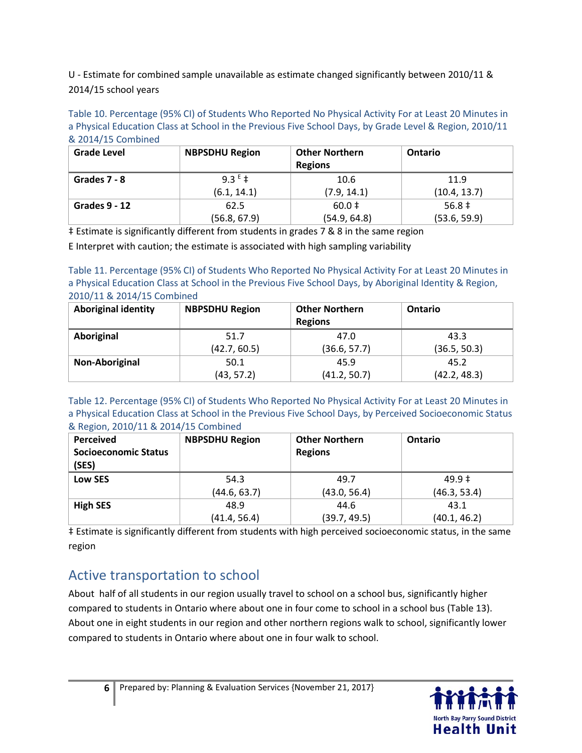U - Estimate for combined sample unavailable as estimate changed significantly between 2010/11 & 2014/15 school years

Table 10. Percentage (95% CI) of Students Who Reported No Physical Activity For at Least 20 Minutes in a Physical Education Class at School in the Previous Five School Days, by Grade Level & Region, 2010/11 & 2014/15 Combined

| Grade Level | NBPSDHU Region | Other Northern Regions | Ontario |
|---|---|---|---|
| **Grades 7 - 8** | 9.3 E ‡<br>(6.1, 14.1) | 10.6<br>(7.9, 14.1) | 11.9<br>(10.4, 13.7) |
| **Grades 9 - 12** | 62.5<br>(56.8, 67.9) | 60.0 ‡<br>(54.9, 64.8) | 56.8 ‡<br>(53.6, 59.9) |

‡ Estimate is significantly different from students in grades 7 & 8 in the same region

E Interpret with caution; the estimate is associated with high sampling variability

Table 11. Percentage (95% CI) of Students Who Reported No Physical Activity For at Least 20 Minutes in a Physical Education Class at School in the Previous Five School Days, by Aboriginal Identity & Region, 2010/11 & 2014/15 Combined

| Aboriginal identity | NBPSDHU Region | Other Northern Regions | Ontario |
|---|---|---|---|
| **Aboriginal** | 51.7<br>(42.7, 60.5) | 47.0<br>(36.6, 57.7) | 43.3<br>(36.5, 50.3) |
| **Non-Aboriginal** | 50.1<br>(43, 57.2) | 45.9<br>(41.2, 50.7) | 45.2<br>(42.2, 48.3) |

Table 12. Percentage (95% CI) of Students Who Reported No Physical Activity For at Least 20 Minutes in a Physical Education Class at School in the Previous Five School Days, by Perceived Socioeconomic Status & Region, 2010/11 & 2014/15 Combined

| Perceived Socioeconomic Status (SES) | NBPSDHU Region | Other Northern Regions | Ontario |
|---|---|---|---|
| **Low SES** | 54.3<br>(44.6, 63.7) | 49.7<br>(43.0, 56.4) | 49.9 ‡<br>(46.3, 53.4) |
| **High SES** | 48.9<br>(41.4, 56.4) | 44.6<br>(39.7, 49.5) | 43.1<br>(40.1, 46.2) |

‡ Estimate is significantly different from students with high perceived socioeconomic status, in the same region

## Active transportation to school

About half of all students in our region usually travel to school on a school bus, significantly higher compared to students in Ontario where about one in four come to school in a school bus (Table 13). About one in eight students in our region and other northern regions walk to school, significantly lower compared to students in Ontario where about one in four walk to school.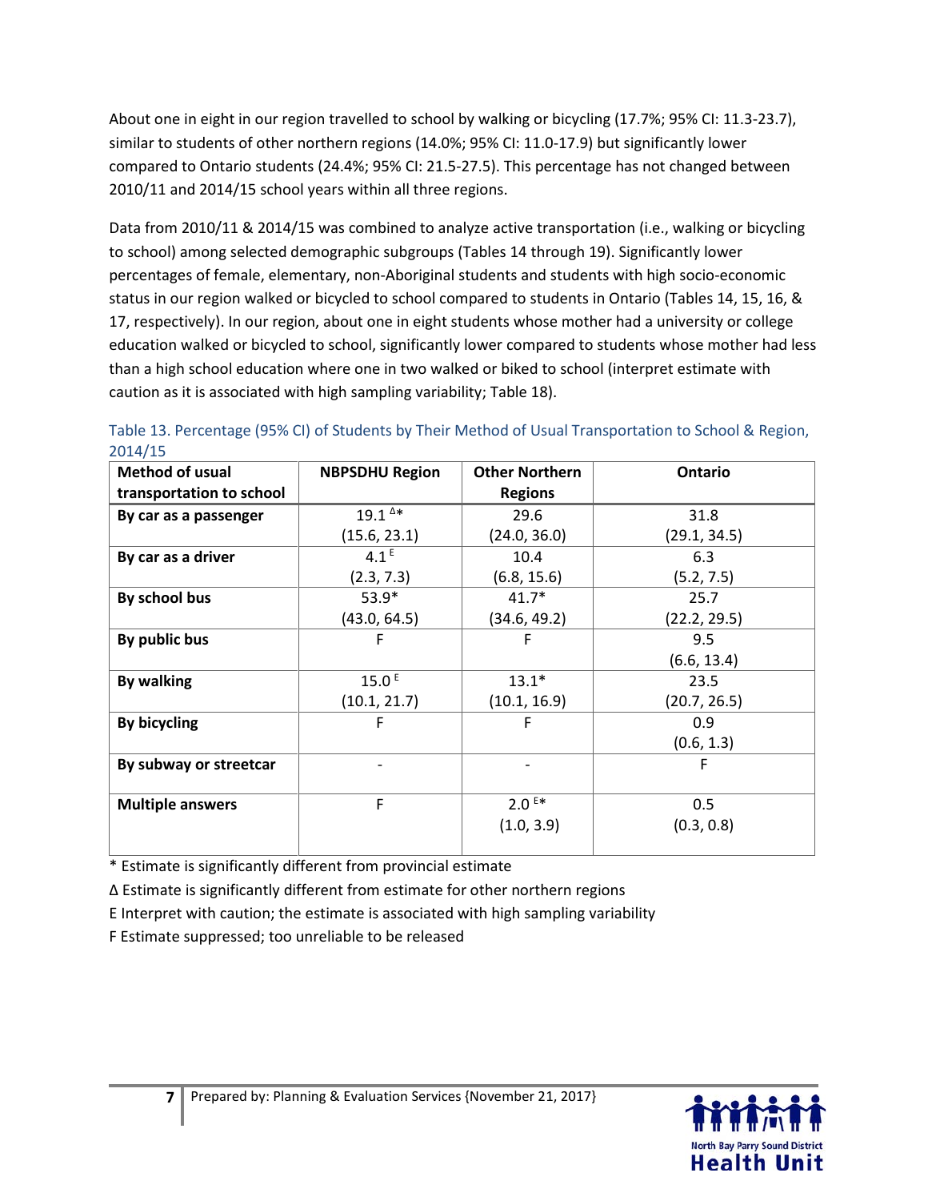About one in eight in our region travelled to school by walking or bicycling (17.7%; 95% CI: 11.3-23.7), similar to students of other northern regions (14.0%; 95% CI: 11.0-17.9) but significantly lower compared to Ontario students (24.4%; 95% CI: 21.5-27.5). This percentage has not changed between 2010/11 and 2014/15 school years within all three regions.

Data from 2010/11 & 2014/15 was combined to analyze active transportation (i.e., walking or bicycling to school) among selected demographic subgroups (Tables 14 through 19). Significantly lower percentages of female, elementary, non-Aboriginal students and students with high socio-economic status in our region walked or bicycled to school compared to students in Ontario (Tables 14, 15, 16, & 17, respectively). In our region, about one in eight students whose mother had a university or college education walked or bicycled to school, significantly lower compared to students whose mother had less than a high school education where one in two walked or biked to school (interpret estimate with caution as it is associated with high sampling variability; Table 18).

Table 13. Percentage (95% CI) of Students by Their Method of Usual Transportation to School & Region, 2014/15

| Method of usual transportation to school | NBPSDHU Region | Other Northern Regions | Ontario |
|---|---|---|---|
| **By car as a passenger** | 19.1 Δ* (15.6, 23.1) | 29.6 (24.0, 36.0) | 31.8 (29.1, 34.5) |
| **By car as a driver** | 4.1 E (2.3, 7.3) | 10.4 (6.8, 15.6) | 6.3 (5.2, 7.5) |
| **By school bus** | 53.9* (43.0, 64.5) | 41.7* (34.6, 49.2) | 25.7 (22.2, 29.5) |
| **By public bus** | F | F | 9.5 (6.6, 13.4) |
| **By walking** | 15.0 E (10.1, 21.7) | 13.1* (10.1, 16.9) | 23.5 (20.7, 26.5) |
| **By bicycling** | F | F | 0.9 (0.6, 1.3) |
| **By subway or streetcar** | - | - | F |
| **Multiple answers** | F | 2.0 E* (1.0, 3.9) | 0.5 (0.3, 0.8) |

* Estimate is significantly different from provincial estimate

Δ Estimate is significantly different from estimate for other northern regions

E Interpret with caution; the estimate is associated with high sampling variability

F Estimate suppressed; too unreliable to be released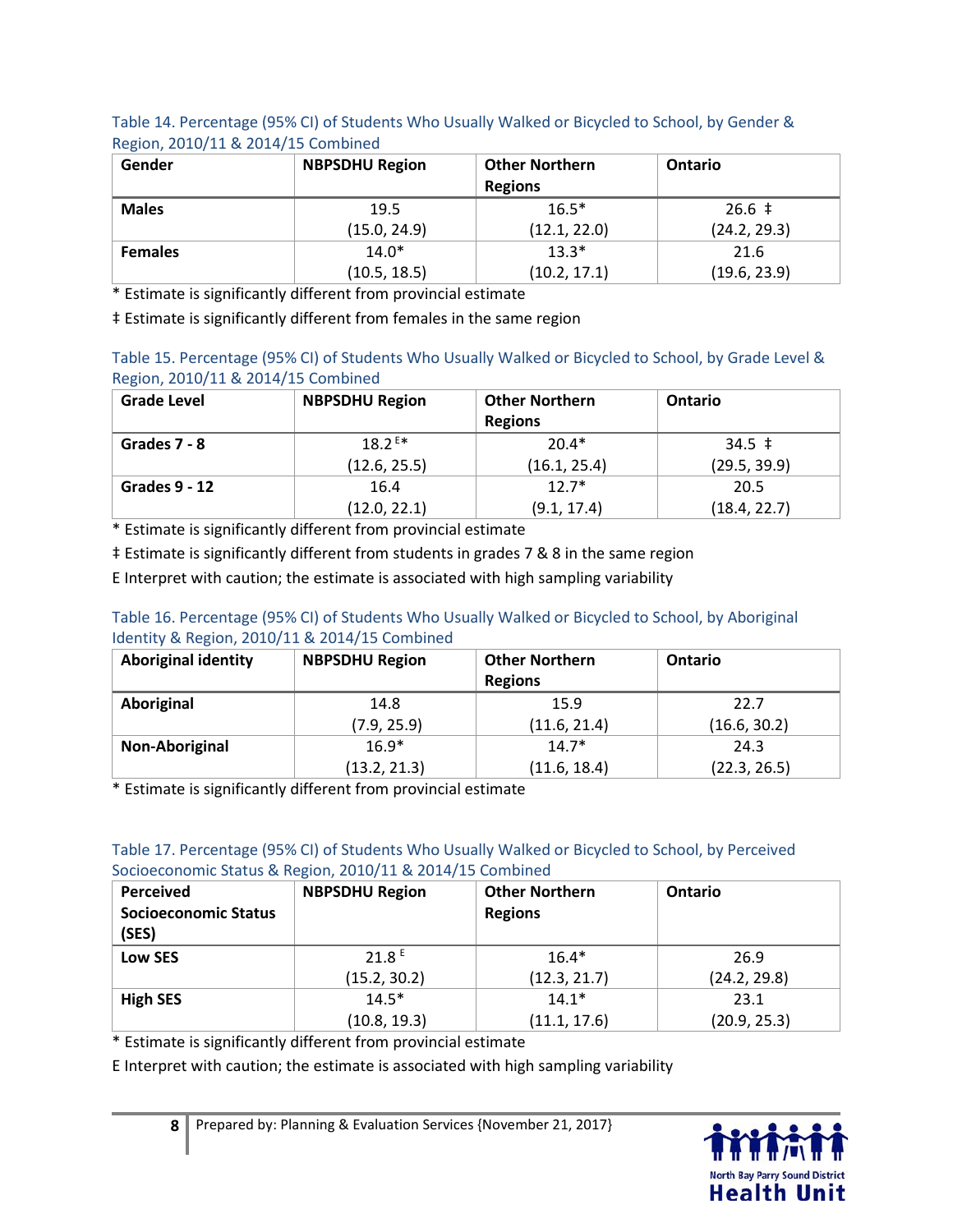Table 14. Percentage (95% CI) of Students Who Usually Walked or Bicycled to School, by Gender & Region, 2010/11 & 2014/15 Combined

| Gender | NBPSDHU Region | Other Northern Regions | Ontario |
|---|---|---|---|
| **Males** | 19.5 (15.0, 24.9) | 16.5* (12.1, 22.0) | 26.6 ‡ (24.2, 29.3) |
| **Females** | 14.0* (10.5, 18.5) | 13.3* (10.2, 17.1) | 21.6 (19.6, 23.9) |

\* Estimate is significantly different from provincial estimate

‡ Estimate is significantly different from females in the same region

Table 15. Percentage (95% CI) of Students Who Usually Walked or Bicycled to School, by Grade Level & Region, 2010/11 & 2014/15 Combined

| Grade Level | NBPSDHU Region | Other Northern Regions | Ontario |
|---|---|---|---|
| **Grades 7 - 8** | 18.2 E* (12.6, 25.5) | 20.4* (16.1, 25.4) | 34.5 ‡ (29.5, 39.9) |
| **Grades 9 - 12** | 16.4 (12.0, 22.1) | 12.7* (9.1, 17.4) | 20.5 (18.4, 22.7) |

\* Estimate is significantly different from provincial estimate

‡ Estimate is significantly different from students in grades 7 & 8 in the same region

E Interpret with caution; the estimate is associated with high sampling variability

Table 16. Percentage (95% CI) of Students Who Usually Walked or Bicycled to School, by Aboriginal Identity & Region, 2010/11 & 2014/15 Combined

| Aboriginal identity | NBPSDHU Region | Other Northern Regions | Ontario |
|---|---|---|---|
| **Aboriginal** | 14.8 (7.9, 25.9) | 15.9 (11.6, 21.4) | 22.7 (16.6, 30.2) |
| **Non-Aboriginal** | 16.9* (13.2, 21.3) | 14.7* (11.6, 18.4) | 24.3 (22.3, 26.5) |

\* Estimate is significantly different from provincial estimate

Table 17. Percentage (95% CI) of Students Who Usually Walked or Bicycled to School, by Perceived Socioeconomic Status & Region, 2010/11 & 2014/15 Combined

| Perceived Socioeconomic Status (SES) | NBPSDHU Region | Other Northern Regions | Ontario |
|---|---|---|---|
| **Low SES** | 21.8 E (15.2, 30.2) | 16.4* (12.3, 21.7) | 26.9 (24.2, 29.8) |
| **High SES** | 14.5* (10.8, 19.3) | 14.1* (11.1, 17.6) | 23.1 (20.9, 25.3) |

\* Estimate is significantly different from provincial estimate

E Interpret with caution; the estimate is associated with high sampling variability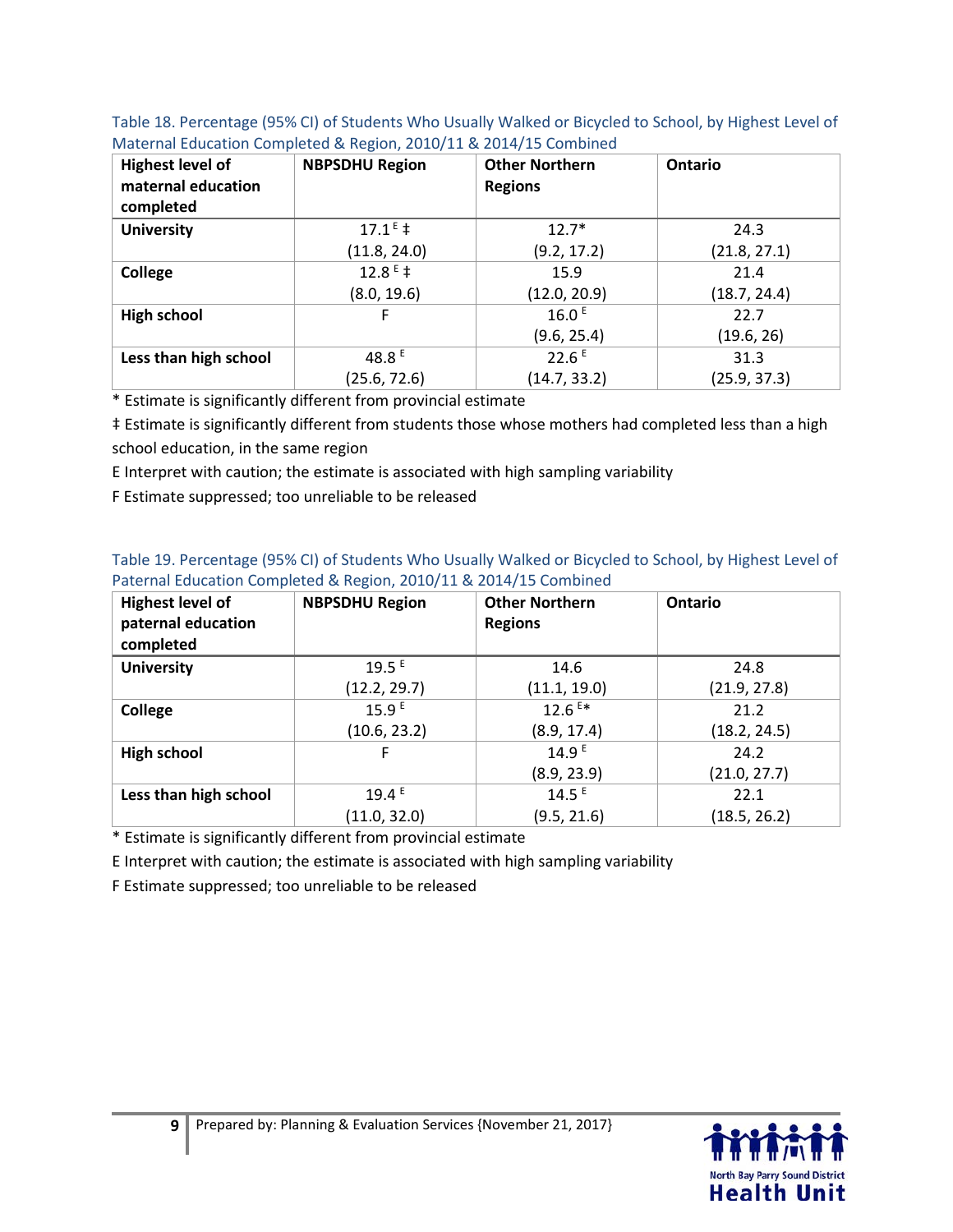Table 18. Percentage (95% CI) of Students Who Usually Walked or Bicycled to School, by Highest Level of Maternal Education Completed & Region, 2010/11 & 2014/15 Combined

| Highest level of maternal education completed | NBPSDHU Region | Other Northern Regions | Ontario |
|---|---|---|---|
| **University** | 17.1 E ‡ (11.8, 24.0) | 12.7* (9.2, 17.2) | 24.3 (21.8, 27.1) |
| **College** | 12.8 E ‡ (8.0, 19.6) | 15.9 (12.0, 20.9) | 21.4 (18.7, 24.4) |
| **High school** | F | 16.0 E (9.6, 25.4) | 22.7 (19.6, 26) |
| **Less than high school** | 48.8 E (25.6, 72.6) | 22.6 E (14.7, 33.2) | 31.3 (25.9, 37.3) |

* Estimate is significantly different from provincial estimate

‡ Estimate is significantly different from students those whose mothers had completed less than a high school education, in the same region

E Interpret with caution; the estimate is associated with high sampling variability

F Estimate suppressed; too unreliable to be released

Table 19. Percentage (95% CI) of Students Who Usually Walked or Bicycled to School, by Highest Level of Paternal Education Completed & Region, 2010/11 & 2014/15 Combined

| Highest level of paternal education completed | NBPSDHU Region | Other Northern Regions | Ontario |
|---|---|---|---|
| **University** | 19.5 E (12.2, 29.7) | 14.6 (11.1, 19.0) | 24.8 (21.9, 27.8) |
| **College** | 15.9 E (10.6, 23.2) | 12.6 E* (8.9, 17.4) | 21.2 (18.2, 24.5) |
| **High school** | F | 14.9 E (8.9, 23.9) | 24.2 (21.0, 27.7) |
| **Less than high school** | 19.4 E (11.0, 32.0) | 14.5 E (9.5, 21.6) | 22.1 (18.5, 26.2) |

* Estimate is significantly different from provincial estimate

E Interpret with caution; the estimate is associated with high sampling variability

F Estimate suppressed; too unreliable to be released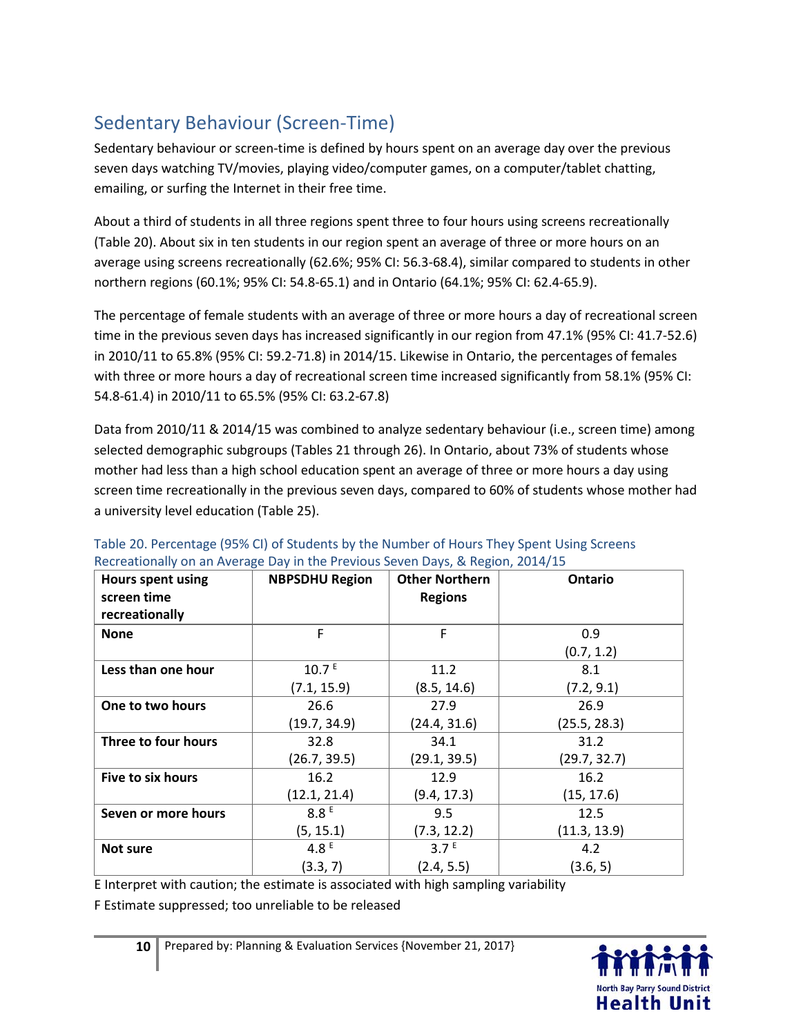## Sedentary Behaviour (Screen-Time)

Sedentary behaviour or screen-time is defined by hours spent on an average day over the previous seven days watching TV/movies, playing video/computer games, on a computer/tablet chatting, emailing, or surfing the Internet in their free time.

About a third of students in all three regions spent three to four hours using screens recreationally (Table 20). About six in ten students in our region spent an average of three or more hours on an average using screens recreationally (62.6%; 95% CI: 56.3-68.4), similar compared to students in other northern regions (60.1%; 95% CI: 54.8-65.1) and in Ontario (64.1%; 95% CI: 62.4-65.9).

The percentage of female students with an average of three or more hours a day of recreational screen time in the previous seven days has increased significantly in our region from 47.1% (95% CI: 41.7-52.6) in 2010/11 to 65.8% (95% CI: 59.2-71.8) in 2014/15. Likewise in Ontario, the percentages of females with three or more hours a day of recreational screen time increased significantly from 58.1% (95% CI: 54.8-61.4) in 2010/11 to 65.5% (95% CI: 63.2-67.8)

Data from 2010/11 & 2014/15 was combined to analyze sedentary behaviour (i.e., screen time) among selected demographic subgroups (Tables 21 through 26). In Ontario, about 73% of students whose mother had less than a high school education spent an average of three or more hours a day using screen time recreationally in the previous seven days, compared to 60% of students whose mother had a university level education (Table 25).

Table 20. Percentage (95% CI) of Students by the Number of Hours They Spent Using Screens Recreationally on an Average Day in the Previous Seven Days, & Region, 2014/15

| Hours spent using screen time recreationally | NBPSDHU Region | Other Northern Regions | Ontario |
|---|---|---|---|
| **None** | F | F | 0.9 (0.7, 1.2) |
| **Less than one hour** | 10.7 E (7.1, 15.9) | 11.2 (8.5, 14.6) | 8.1 (7.2, 9.1) |
| **One to two hours** | 26.6 (19.7, 34.9) | 27.9 (24.4, 31.6) | 26.9 (25.5, 28.3) |
| **Three to four hours** | 32.8 (26.7, 39.5) | 34.1 (29.1, 39.5) | 31.2 (29.7, 32.7) |
| **Five to six hours** | 16.2 (12.1, 21.4) | 12.9 (9.4, 17.3) | 16.2 (15, 17.6) |
| **Seven or more hours** | 8.8 E (5, 15.1) | 9.5 (7.3, 12.2) | 12.5 (11.3, 13.9) |
| **Not sure** | 4.8 E (3.3, 7) | 3.7 E (2.4, 5.5) | 4.2 (3.6, 5) |

E Interpret with caution; the estimate is associated with high sampling variability

F Estimate suppressed; too unreliable to be released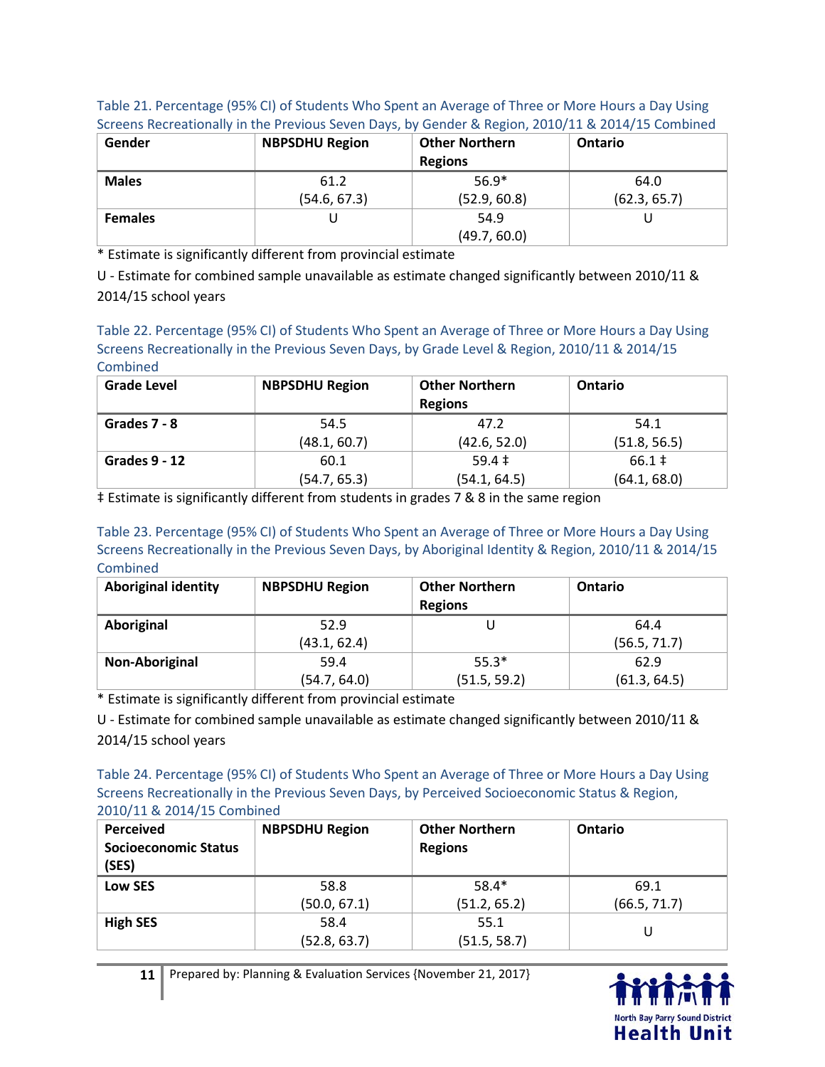Table 21. Percentage (95% CI) of Students Who Spent an Average of Three or More Hours a Day Using Screens Recreationally in the Previous Seven Days, by Gender & Region, 2010/11 & 2014/15 Combined

| Gender | NBPSDHU Region | Other Northern Regions | Ontario |
|---|---|---|---|
| **Males** | 61.2 (54.6, 67.3) | 56.9* (52.9, 60.8) | 64.0 (62.3, 65.7) |
| **Females** | U | 54.9 (49.7, 60.0) | U |

\* Estimate is significantly different from provincial estimate

U - Estimate for combined sample unavailable as estimate changed significantly between 2010/11 & 2014/15 school years

Table 22. Percentage (95% CI) of Students Who Spent an Average of Three or More Hours a Day Using Screens Recreationally in the Previous Seven Days, by Grade Level & Region, 2010/11 & 2014/15 Combined

| Grade Level | NBPSDHU Region | Other Northern Regions | Ontario |
|---|---|---|---|
| **Grades 7 - 8** | 54.5 (48.1, 60.7) | 47.2 (42.6, 52.0) | 54.1 (51.8, 56.5) |
| **Grades 9 - 12** | 60.1 (54.7, 65.3) | 59.4 ‡ (54.1, 64.5) | 66.1 ‡ (64.1, 68.0) |

‡ Estimate is significantly different from students in grades 7 & 8 in the same region

Table 23. Percentage (95% CI) of Students Who Spent an Average of Three or More Hours a Day Using Screens Recreationally in the Previous Seven Days, by Aboriginal Identity & Region, 2010/11 & 2014/15 Combined

| Aboriginal identity | NBPSDHU Region | Other Northern Regions | Ontario |
|---|---|---|---|
| **Aboriginal** | 52.9 (43.1, 62.4) | U | 64.4 (56.5, 71.7) |
| **Non-Aboriginal** | 59.4 (54.7, 64.0) | 55.3* (51.5, 59.2) | 62.9 (61.3, 64.5) |

\* Estimate is significantly different from provincial estimate

U - Estimate for combined sample unavailable as estimate changed significantly between 2010/11 & 2014/15 school years

Table 24. Percentage (95% CI) of Students Who Spent an Average of Three or More Hours a Day Using Screens Recreationally in the Previous Seven Days, by Perceived Socioeconomic Status & Region, 2010/11 & 2014/15 Combined

| Perceived Socioeconomic Status (SES) | NBPSDHU Region | Other Northern Regions | Ontario |
|---|---|---|---|
| **Low SES** | 58.8 (50.0, 67.1) | 58.4* (51.2, 65.2) | 69.1 (66.5, 71.7) |
| **High SES** | 58.4 (52.8, 63.7) | 55.1 (51.5, 58.7) | U |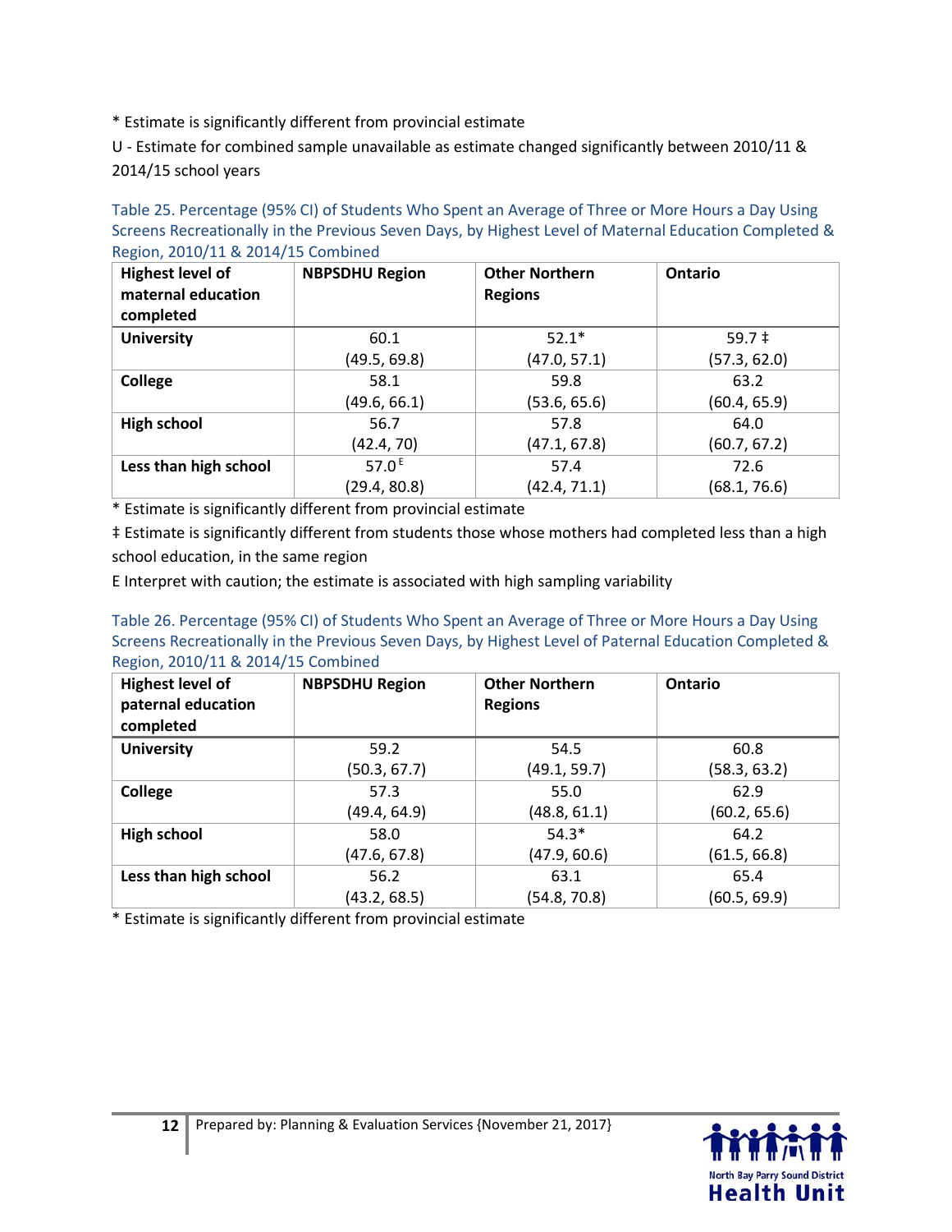* Estimate is significantly different from provincial estimate

U - Estimate for combined sample unavailable as estimate changed significantly between 2010/11 & 2014/15 school years

Table 25. Percentage (95% CI) of Students Who Spent an Average of Three or More Hours a Day Using Screens Recreationally in the Previous Seven Days, by Highest Level of Maternal Education Completed & Region, 2010/11 & 2014/15 Combined

| Highest level of maternal education completed | NBPSDHU Region | Other Northern Regions | Ontario |
|---|---|---|---|
| **University** | 60.1 (49.5, 69.8) | 52.1* (47.0, 57.1) | 59.7 ‡ (57.3, 62.0) |
| **College** | 58.1 (49.6, 66.1) | 59.8 (53.6, 65.6) | 63.2 (60.4, 65.9) |
| **High school** | 56.7 (42.4, 70) | 57.8 (47.1, 67.8) | 64.0 (60.7, 67.2) |
| **Less than high school** | 57.0 E (29.4, 80.8) | 57.4 (42.4, 71.1) | 72.6 (68.1, 76.6) |

* Estimate is significantly different from provincial estimate

‡ Estimate is significantly different from students those whose mothers had completed less than a high school education, in the same region

E Interpret with caution; the estimate is associated with high sampling variability

Table 26. Percentage (95% CI) of Students Who Spent an Average of Three or More Hours a Day Using Screens Recreationally in the Previous Seven Days, by Highest Level of Paternal Education Completed & Region, 2010/11 & 2014/15 Combined

| Highest level of paternal education completed | NBPSDHU Region | Other Northern Regions | Ontario |
|---|---|---|---|
| **University** | 59.2 (50.3, 67.7) | 54.5 (49.1, 59.7) | 60.8 (58.3, 63.2) |
| **College** | 57.3 (49.4, 64.9) | 55.0 (48.8, 61.1) | 62.9 (60.2, 65.6) |
| **High school** | 58.0 (47.6, 67.8) | 54.3* (47.9, 60.6) | 64.2 (61.5, 66.8) |
| **Less than high school** | 56.2 (43.2, 68.5) | 63.1 (54.8, 70.8) | 65.4 (60.5, 69.9) |

* Estimate is significantly different from provincial estimate